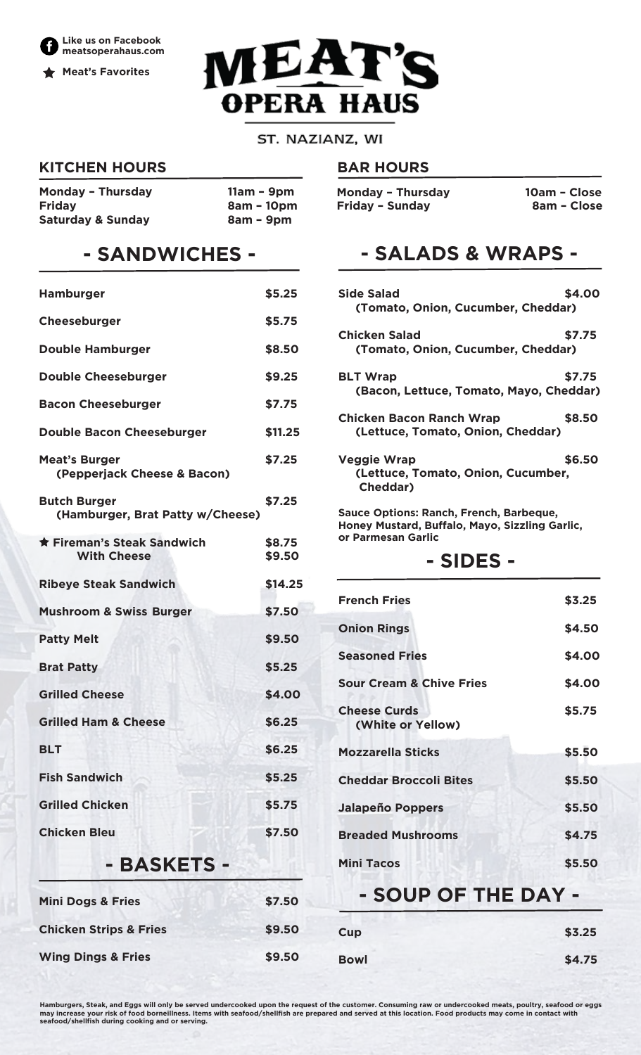Like us on Facebook
meatsoperahaus.com

★ Meat's Favorites

# MEAT'S OPERA HAUS

ST. NAZIANZ, WI

## KITCHEN HOURS

| | |
|---|---|
| Monday – Thursday | 11am – 9pm |
| Friday | 8am – 10pm |
| Saturday & Sunday | 8am – 9pm |

## BAR HOURS

| | |
|---|---|
| Monday – Thursday | 10am – Close |
| Friday – Sunday | 8am – Close |

## - SANDWICHES -

| | |
|---|---|
| **Hamburger** | **$5.25** |
| **Cheeseburger** | **$5.75** |
| **Double Hamburger** | **$8.50** |
| **Double Cheeseburger** | **$9.25** |
| **Bacon Cheeseburger** | **$7.75** |
| **Double Bacon Cheeseburger** | **$11.25** |
| **Meat's Burger** (Pepperjack Cheese & Bacon) | **$7.25** |
| **Butch Burger** (Hamburger, Brat Patty w/Cheese) | **$7.25** |
| **★ Fireman's Steak Sandwich** | **$8.75** |
| **With Cheese** | **$9.50** |
| **Ribeye Steak Sandwich** | **$14.25** |
| **Mushroom & Swiss Burger** | **$7.50** |
| **Patty Melt** | **$9.50** |
| **Brat Patty** | **$5.25** |
| **Grilled Cheese** | **$4.00** |
| **Grilled Ham & Cheese** | **$6.25** |
| **BLT** | **$6.25** |
| **Fish Sandwich** | **$5.25** |
| **Grilled Chicken** | **$5.75** |
| **Chicken Bleu** | **$7.50** |

## - BASKETS -

| | |
|---|---|
| **Mini Dogs & Fries** | **$7.50** |
| **Chicken Strips & Fries** | **$9.50** |
| **Wing Dings & Fries** | **$9.50** |

## - SALADS & WRAPS -

| | |
|---|---|
| **Side Salad** (Tomato, Onion, Cucumber, Cheddar) | **$4.00** |
| **Chicken Salad** (Tomato, Onion, Cucumber, Cheddar) | **$7.75** |
| **BLT Wrap** (Bacon, Lettuce, Tomato, Mayo, Cheddar) | **$7.75** |
| **Chicken Bacon Ranch Wrap** (Lettuce, Tomato, Onion, Cheddar) | **$8.50** |
| **Veggie Wrap** (Lettuce, Tomato, Onion, Cucumber, Cheddar) | **$6.50** |

**Sauce Options: Ranch, French, Barbeque, Honey Mustard, Buffalo, Mayo, Sizzling Garlic, or Parmesan Garlic**

## - SIDES -

| | |
|---|---|
| **French Fries** | **$3.25** |
| **Onion Rings** | **$4.50** |
| **Seasoned Fries** | **$4.00** |
| **Sour Cream & Chive Fries** | **$4.00** |
| **Cheese Curds** (White or Yellow) | **$5.75** |
| **Mozzarella Sticks** | **$5.50** |
| **Cheddar Broccoli Bites** | **$5.50** |
| **Jalapeño Poppers** | **$5.50** |
| **Breaded Mushrooms** | **$4.75** |
| **Mini Tacos** | **$5.50** |

## - SOUP OF THE DAY -

| | |
|---|---|
| **Cup** | **$3.25** |
| **Bowl** | **$4.75** |

Hamburgers, Steak, and Eggs will only be served undercooked upon the request of the customer. Consuming raw or undercooked meats, poultry, seafood or eggs may increase your risk of food borneillness. Items with seafood/shellfish are prepared and served at this location. Food products may come in contact with seafood/shellfish during cooking and or serving.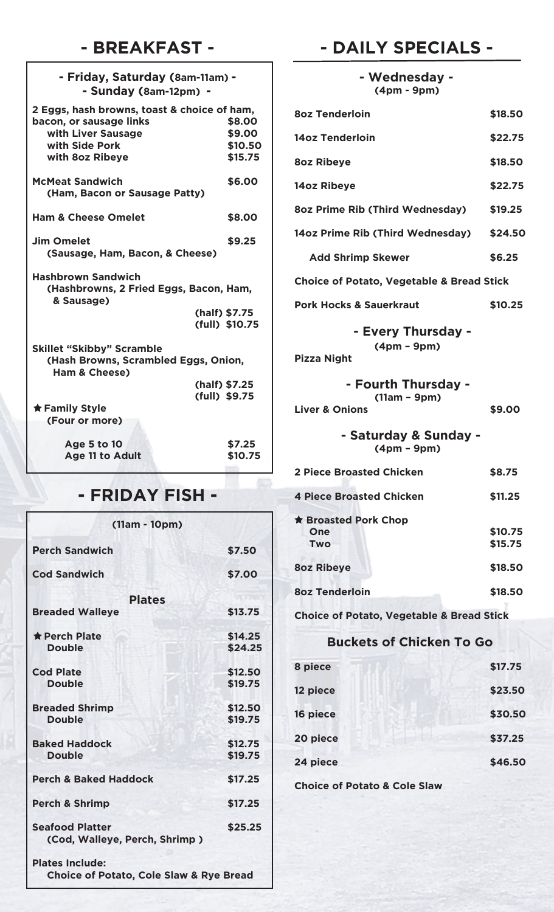## - BREAKFAST -

### - Friday, Saturday (8am-11am) -
### - Sunday (8am-12pm) -

| | |
|---|---|
| 2 Eggs, hash browns, toast & choice of ham, bacon, or sausage links | $8.00 |
| with Liver Sausage | $9.00 |
| with Side Pork | $10.50 |
| with 8oz Ribeye | $15.75 |
| **McMeat Sandwich** (Ham, Bacon or Sausage Patty) | $6.00 |
| **Ham & Cheese Omelet** | $8.00 |
| **Jim Omelet** (Sausage, Ham, Bacon, & Cheese) | $9.25 |
| **Hashbrown Sandwich** (Hashbrowns, 2 Fried Eggs, Bacon, Ham, & Sausage) | (half) $7.75 / (full) $10.75 |
| **Skillet "Skibby" Scramble** (Hash Browns, Scrambled Eggs, Onion, Ham & Cheese) | (half) $7.25 / (full) $9.75 |
| **★ Family Style** (Four or more) | |
| Age 5 to 10 | $7.25 |
| Age 11 to Adult | $10.75 |

## - FRIDAY FISH -

**(11am - 10pm)**

| | |
|---|---|
| **Perch Sandwich** | $7.50 |
| **Cod Sandwich** | $7.00 |

**Plates**

| | |
|---|---|
| **Breaded Walleye** | $13.75 |
| **★ Perch Plate** | $14.25 |
| Double | $24.25 |
| **Cod Plate** | $12.50 |
| Double | $19.75 |
| **Breaded Shrimp** | $12.50 |
| Double | $19.75 |
| **Baked Haddock** | $12.75 |
| Double | $19.75 |
| **Perch & Baked Haddock** | $17.25 |
| **Perch & Shrimp** | $17.25 |
| **Seafood Platter** (Cod, Walleye, Perch, Shrimp ) | $25.25 |

**Plates Include:**
Choice of Potato, Cole Slaw & Rye Bread

## - DAILY SPECIALS -

### - Wednesday -
**(4pm - 9pm)**

| | |
|---|---|
| **8oz Tenderloin** | $18.50 |
| **14oz Tenderloin** | $22.75 |
| **8oz Ribeye** | $18.50 |
| **14oz Ribeye** | $22.75 |
| **8oz Prime Rib (Third Wednesday)** | $19.25 |
| **14oz Prime Rib (Third Wednesday)** | $24.50 |
| Add Shrimp Skewer | $6.25 |

**Choice of Potato, Vegetable & Bread Stick**

| | |
|---|---|
| **Pork Hocks & Sauerkraut** | $10.25 |

### - Every Thursday -
**(4pm - 9pm)**

**Pizza Night**

### - Fourth Thursday -
**(11am - 9pm)**

| | |
|---|---|
| **Liver & Onions** | $9.00 |

### - Saturday & Sunday -
**(4pm - 9pm)**

| | |
|---|---|
| **2 Piece Broasted Chicken** | $8.75 |
| **4 Piece Broasted Chicken** | $11.25 |
| **★ Broasted Pork Chop** | |
| One | $10.75 |
| Two | $15.75 |
| **8oz Ribeye** | $18.50 |
| **8oz Tenderloin** | $18.50 |

**Choice of Potato, Vegetable & Bread Stick**

### Buckets of Chicken To Go

| | |
|---|---|
| **8 piece** | $17.75 |
| **12 piece** | $23.50 |
| **16 piece** | $30.50 |
| **20 piece** | $37.25 |
| **24 piece** | $46.50 |

**Choice of Potato & Cole Slaw**